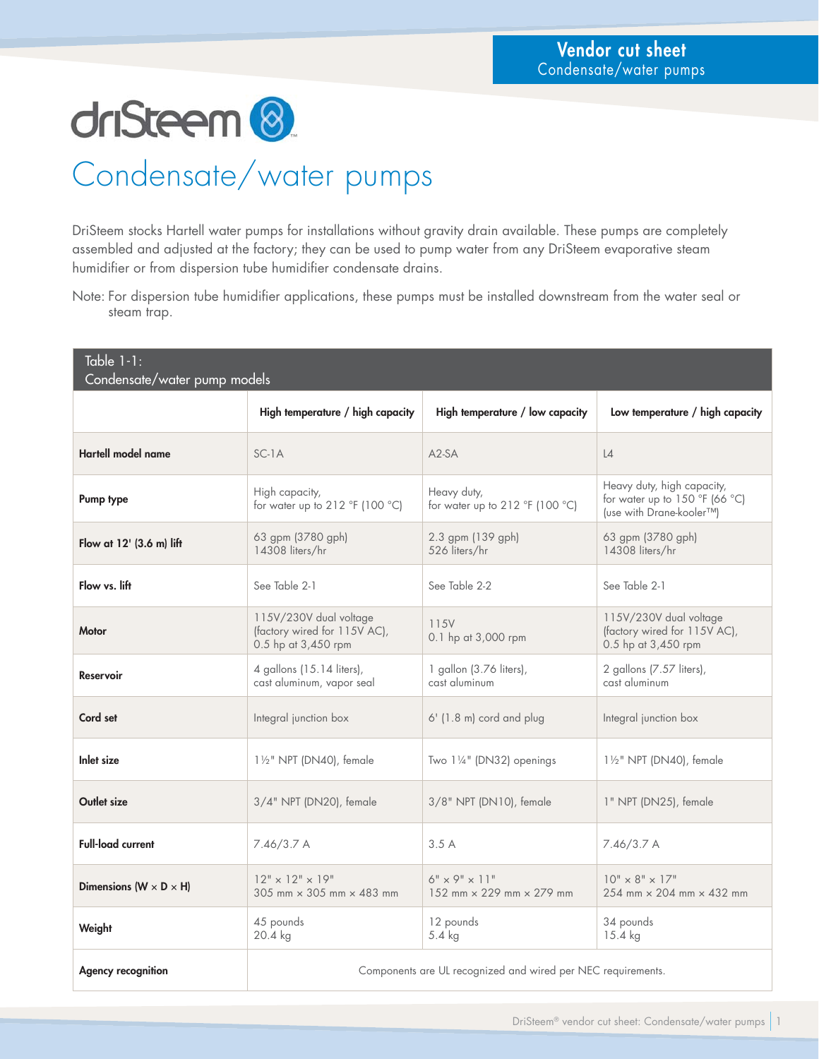Vendor cut sheet
Condensate/water pumps

driSteem

# Condensate/water pumps

DriSteem stocks Hartell water pumps for installations without gravity drain available. These pumps are completely assembled and adjusted at the factory; they can be used to pump water from any DriSteem evaporative steam humidifier or from dispersion tube humidifier condensate drains.

Note: For dispersion tube humidifier applications, these pumps must be installed downstream from the water seal or steam trap.

**Table 1-1: Condensate/water pump models**

| | High temperature / high capacity | High temperature / low capacity | Low temperature / high capacity |
|---|---|---|---|
| **Hartell model name** | SC-1A | A2-SA | L4 |
| **Pump type** | High capacity, for water up to 212 °F (100 °C) | Heavy duty, for water up to 212 °F (100 °C) | Heavy duty, high capacity, for water up to 150 °F (66 °C) (use with Drane-kooler™) |
| **Flow at 12' (3.6 m) lift** | 63 gpm (3780 gph) 14308 liters/hr | 2.3 gpm (139 gph) 526 liters/hr | 63 gpm (3780 gph) 14308 liters/hr |
| **Flow vs. lift** | See Table 2-1 | See Table 2-2 | See Table 2-1 |
| **Motor** | 115V/230V dual voltage (factory wired for 115V AC), 0.5 hp at 3,450 rpm | 115V 0.1 hp at 3,000 rpm | 115V/230V dual voltage (factory wired for 115V AC), 0.5 hp at 3,450 rpm |
| **Reservoir** | 4 gallons (15.14 liters), cast aluminum, vapor seal | 1 gallon (3.76 liters), cast aluminum | 2 gallons (7.57 liters), cast aluminum |
| **Cord set** | Integral junction box | 6' (1.8 m) cord and plug | Integral junction box |
| **Inlet size** | 1½" NPT (DN40), female | Two 1¼" (DN32) openings | 1½" NPT (DN40), female |
| **Outlet size** | 3/4" NPT (DN20), female | 3/8" NPT (DN10), female | 1" NPT (DN25), female |
| **Full-load current** | 7.46/3.7 A | 3.5 A | 7.46/3.7 A |
| **Dimensions (W × D × H)** | 12" × 12" × 19" 305 mm × 305 mm × 483 mm | 6" × 9" × 11" 152 mm × 229 mm × 279 mm | 10" × 8" × 17" 254 mm × 204 mm × 432 mm |
| **Weight** | 45 pounds 20.4 kg | 12 pounds 5.4 kg | 34 pounds 15.4 kg |
| **Agency recognition** | Components are UL recognized and wired per NEC requirements. | | |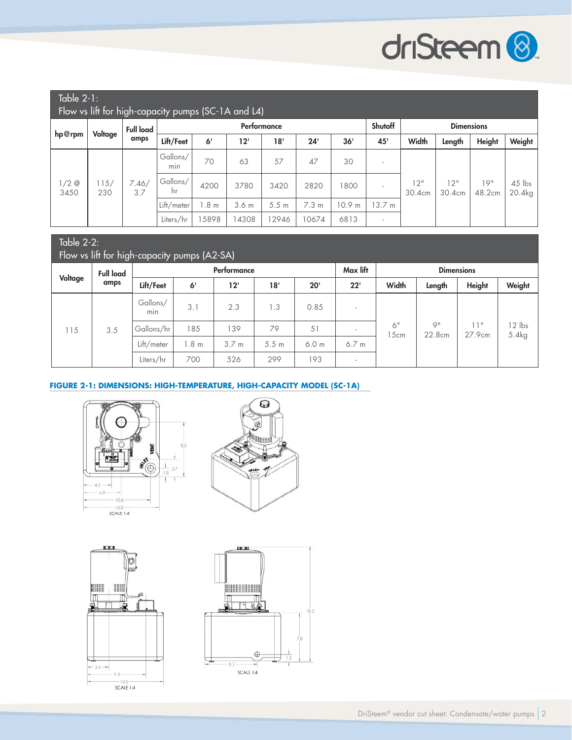Table 2-1:
Flow vs lift for high-capacity pumps (SC-1A and L4)

| hp@rpm | Voltage | Full load amps | Performance | | | | | | Shutoff | Dimensions | | | |
|---|---|---|---|---|---|---|---|---|---|---|---|---|---|
| | | | Lift/Feet | 6' | 12' | 18' | 24' | 36' | 45' | Width | Length | Height | Weight |
| 1/2 @ 3450 | 115/ 230 | 7.46/ 3.7 | Gallons/ min | 70 | 63 | 57 | 47 | 30 | - | 12" 30.4cm | 12" 30.4cm | 19" 48.2cm | 45 lbs 20.4kg |
| | | | Gallons/ hr | 4200 | 3780 | 3420 | 2820 | 1800 | - | | | | |
| | | | Lift/meter | 1.8 m | 3.6 m | 5.5 m | 7.3 m | 10.9 m | 13.7 m | | | | |
| | | | Liters/hr | 15898 | 14308 | 12946 | 10674 | 6813 | - | | | | |

Table 2-2:
Flow vs lift for high-capacity pumps (A2-SA)

| Voltage | Full load amps | Performance | | | | | Max lift | Dimensions | | | |
|---|---|---|---|---|---|---|---|---|---|---|---|
| | | Lift/Feet | 6' | 12' | 18' | 20' | 22' | Width | Length | Height | Weight |
| 115 | 3.5 | Gallons/ min | 3.1 | 2.3 | 1.3 | 0.85 | - | 6" 15cm | 9" 22.8cm | 11" 27.9cm | 12 lbs 5.4kg |
| | | Gallons/hr | 185 | 139 | 79 | 51 | - | | | | |
| | | Lift/meter | 1.8 m | 3.7 m | 5.5 m | 6.0 m | 6.7 m | | | | |
| | | Liters/hr | 700 | 526 | 299 | 193 | - | | | | |

**FIGURE 2-1: DIMENSIONS: HIGH-TEMPERATURE, HIGH-CAPACITY MODEL (SC-1A)**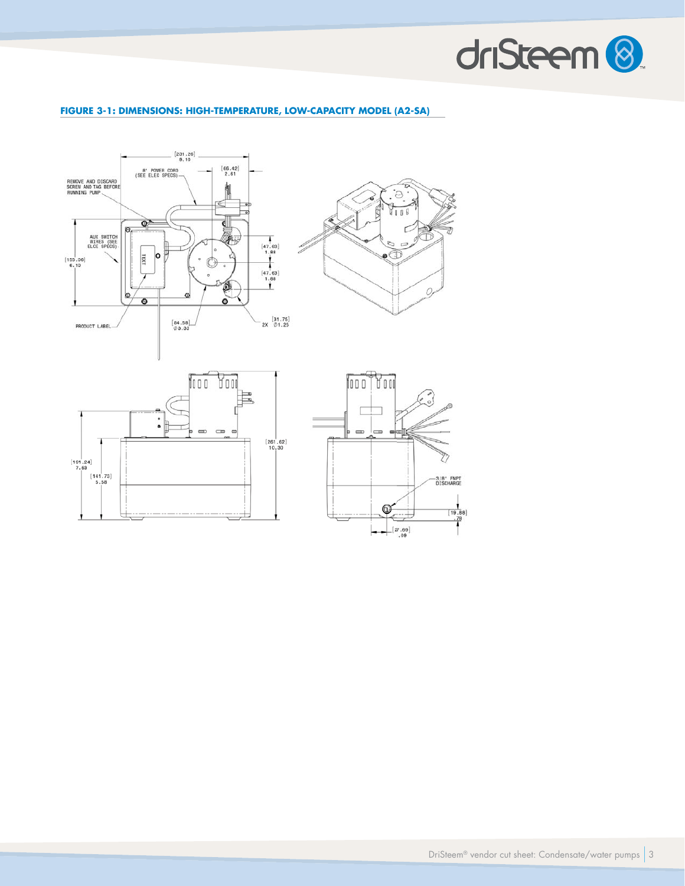**FIGURE 3-1: DIMENSIONS: HIGH-TEMPERATURE, LOW-CAPACITY MODEL (A2-SA)**

[231.26]
9.10

8' POWER CORD
(SEE ELEC SPECS)

[66.42]
2.61

REMOVE AND DISCARD
SCREW AND TAG BEFORE
RUNNING PUMP

AUX SWITCH
WIRES (SEE
ELCE SPECS)

[155.06]
6.10

[47.63]
1.88

[47.63]
1.88

PRODUCT LABEL

[84.58]
Ø3.33

[31.75]
2X Ø1.25

[191.24]
7.53

[141.73]
5.58

[261.62]
10.30

3/8" FNPT
DISCHARGE

[19.88]
.78

[27.69]
.09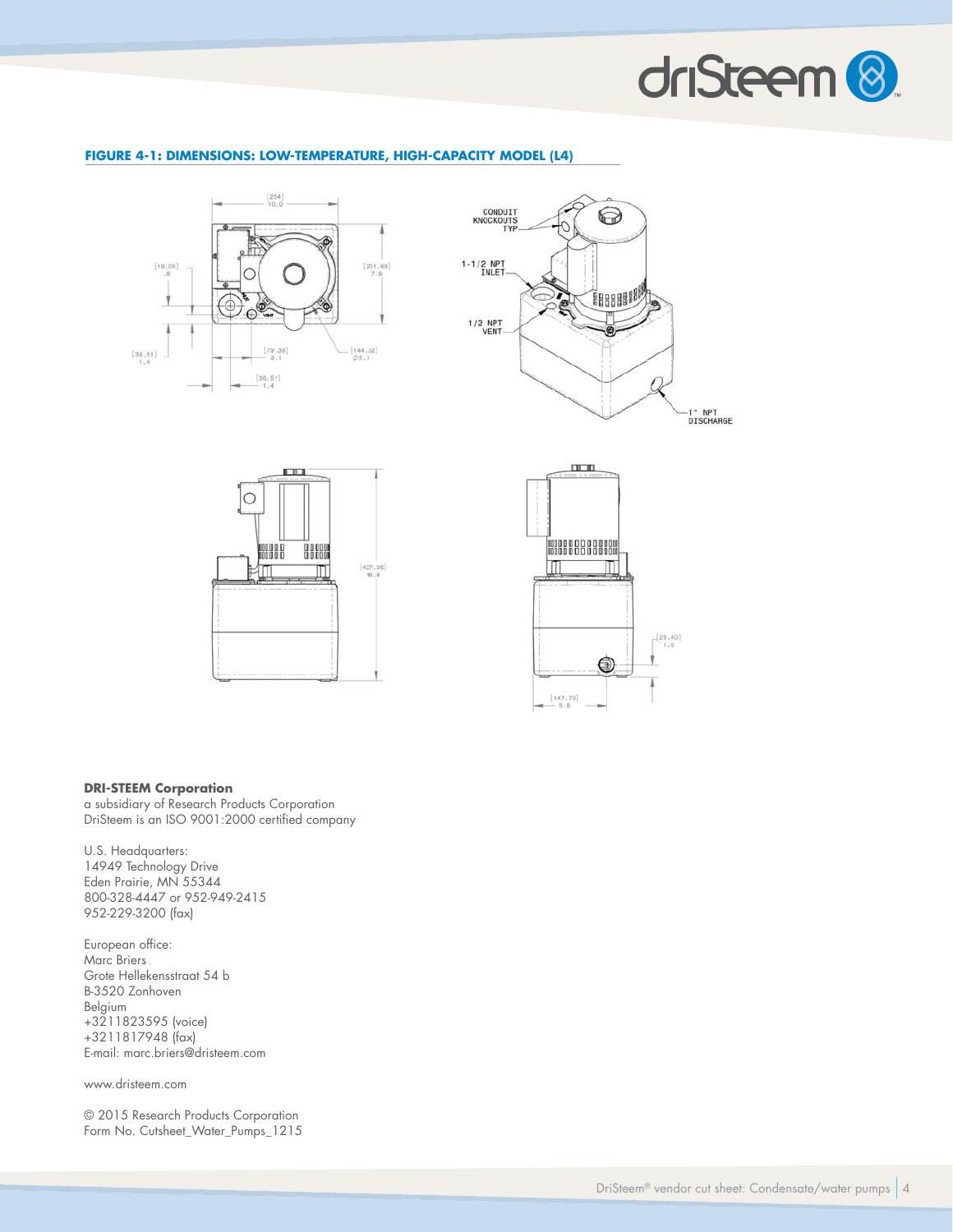**FIGURE 4-1: DIMENSIONS: LOW-TEMPERATURE, HIGH-CAPACITY MODEL (L4)**

[254]
10.0

[19.05]
.8

[201.68]
7.9

[36.51]
1.4

[79.38]
3.1

[144.72]
Ø5.7

[36.51]
1.4

CONDUIT KNOCKOUTS TYP

1-1/2 NPT INLET

1/2 NPT VENT

1" NPT DISCHARGE

[427.05]
16.8

[25.40]
1.0

[147.70]
5.8

**DRI-STEEM Corporation**
a subsidiary of Research Products Corporation
DriSteem is an ISO 9001:2000 certified company

U.S. Headquarters:
14949 Technology Drive
Eden Prairie, MN 55344
800-328-4447 or 952-949-2415
952-229-3200 (fax)

European office:
Marc Briers
Grote Hellekensstraat 54 b
B-3520 Zonhoven
Belgium
+3211823595 (voice)
+3211817948 (fax)
E-mail: marc.briers@dristeem.com

www.dristeem.com

© 2015 Research Products Corporation
Form No. Cutsheet_Water_Pumps_1215